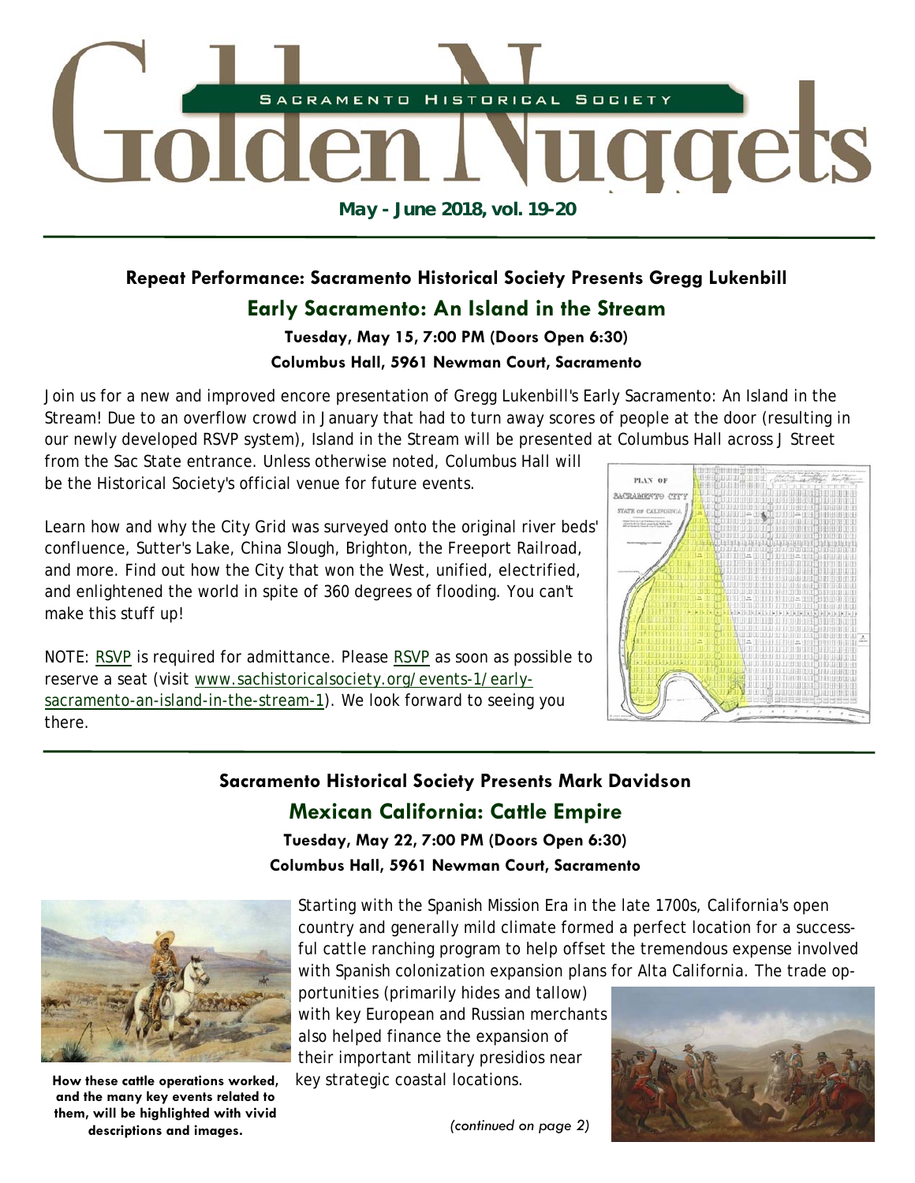# Sacramento Historical Society Golden Nuggets

**May - June 2018, vol. 19-20**

---

### Repeat Performance: Sacramento Historical Society Presents Gregg Lukenbill

## Early Sacramento: An Island in the Stream

**Tuesday, May 15, 7:00 PM (Doors Open 6:30)**

**Columbus Hall, 5961 Newman Court, Sacramento**

Join us for a new and improved encore presentation of Gregg Lukenbill's Early Sacramento: An Island in the Stream! Due to an overflow crowd in January that had to turn away scores of people at the door (resulting in our newly developed RSVP system), Island in the Stream will be presented at Columbus Hall across J Street from the Sac State entrance. Unless otherwise noted, Columbus Hall will be the Historical Society's official venue for future events.

Learn how and why the City Grid was surveyed onto the original river beds' confluence, Sutter's Lake, China Slough, Brighton, the Freeport Railroad, and more. Find out how the City that won the West, unified, electrified, and enlightened the world in spite of 360 degrees of flooding. You can't make this stuff up!

NOTE: RSVP is required for admittance. Please RSVP as soon as possible to reserve a seat (visit www.sachistoricalsociety.org/events-1/early-sacramento-an-island-in-the-stream-1). We look forward to seeing you there.

---

### Sacramento Historical Society Presents Mark Davidson

## Mexican California: Cattle Empire

**Tuesday, May 22, 7:00 PM (Doors Open 6:30)**

**Columbus Hall, 5961 Newman Court, Sacramento**

Starting with the Spanish Mission Era in the late 1700s, California's open country and generally mild climate formed a perfect location for a successful cattle ranching program to help offset the tremendous expense involved with Spanish colonization expansion plans for Alta California. The trade opportunities (primarily hides and tallow) with key European and Russian merchants also helped finance the expansion of their important military presidios near key strategic coastal locations.

**How these cattle operations worked, and the many key events related to them, will be highlighted with vivid descriptions and images.**

*(continued on page 2)*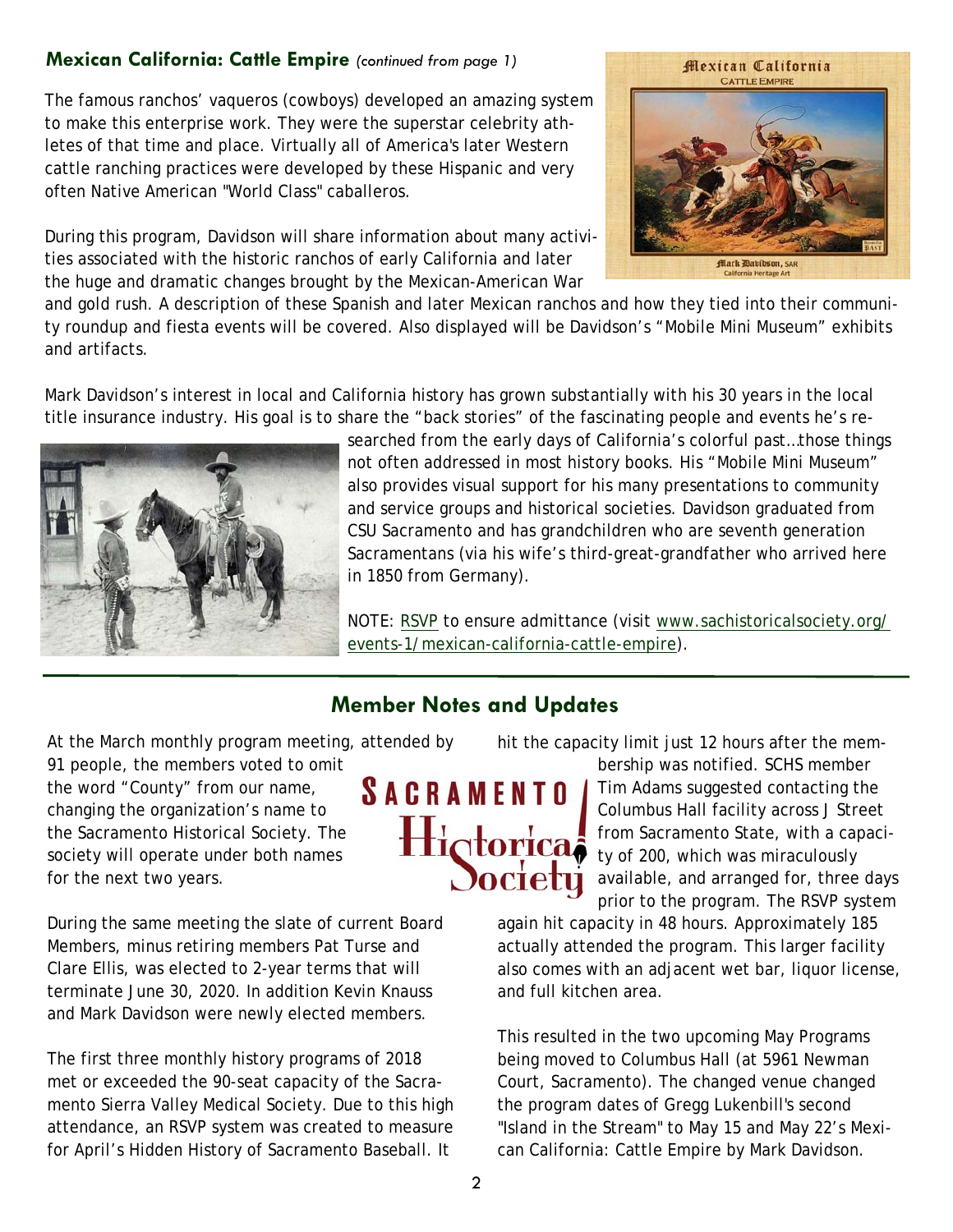### Mexican California: Cattle Empire *(continued from page 1)*

The famous ranchos' vaqueros (cowboys) developed an amazing system to make this enterprise work. They were the superstar celebrity athletes of that time and place. Virtually all of America's later Western cattle ranching practices were developed by these Hispanic and very often Native American "World Class" caballeros.

During this program, Davidson will share information about many activities associated with the historic ranchos of early California and later the huge and dramatic changes brought by the Mexican-American War and gold rush. A description of these Spanish and later Mexican ranchos and how they tied into their community roundup and fiesta events will be covered. Also displayed will be Davidson's "Mobile Mini Museum" exhibits and artifacts.

Mark Davidson's interest in local and California history has grown substantially with his 30 years in the local title insurance industry. His goal is to share the "back stories" of the fascinating people and events he's researched from the early days of California's colorful past…those things not often addressed in most history books. His "Mobile Mini Museum" also provides visual support for his many presentations to community and service groups and historical societies. Davidson graduated from CSU Sacramento and has grandchildren who are seventh generation Sacramentans (via his wife's third-great-grandfather who arrived here in 1850 from Germany).

NOTE: RSVP to ensure admittance (visit www.sachistoricalsociety.org/events-1/mexican-california-cattle-empire).

## Member Notes and Updates

At the March monthly program meeting, attended by 91 people, the members voted to omit the word "County" from our name, changing the organization's name to the Sacramento Historical Society. The society will operate under both names for the next two years.

During the same meeting the slate of current Board Members, minus retiring members Pat Turse and Clare Ellis, was elected to 2-year terms that will terminate June 30, 2020. In addition Kevin Knauss and Mark Davidson were newly elected members.

The first three monthly history programs of 2018 met or exceeded the 90-seat capacity of the Sacramento Sierra Valley Medical Society. Due to this high attendance, an RSVP system was created to measure for April's Hidden History of Sacramento Baseball. It hit the capacity limit just 12 hours after the membership was notified. SCHS member Tim Adams suggested contacting the Columbus Hall facility across J Street from Sacramento State, with a capacity of 200, which was miraculously available, and arranged for, three days prior to the program. The RSVP system again hit capacity in 48 hours. Approximately 185 actually attended the program. This larger facility also comes with an adjacent wet bar, liquor license, and full kitchen area.

This resulted in the two upcoming May Programs being moved to Columbus Hall (at 5961 Newman Court, Sacramento). The changed venue changed the program dates of Gregg Lukenbill's second "Island in the Stream" to May 15 and May 22's Mexican California: Cattle Empire by Mark Davidson.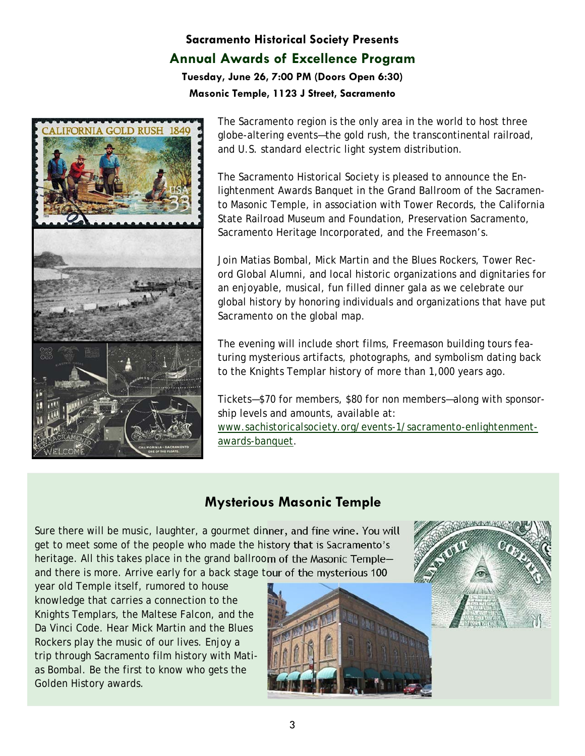**Sacramento Historical Society Presents**

## Annual Awards of Excellence Program

**Tuesday, June 26, 7:00 PM (Doors Open 6:30)**

**Masonic Temple, 1123 J Street, Sacramento**

The Sacramento region is the only area in the world to host three globe-altering events—the gold rush, the transcontinental railroad, and U.S. standard electric light system distribution.

The Sacramento Historical Society is pleased to announce the Enlightenment Awards Banquet in the Grand Ballroom of the Sacramento Masonic Temple, in association with Tower Records, the California State Railroad Museum and Foundation, Preservation Sacramento, Sacramento Heritage Incorporated, and the Freemason's.

Join Matias Bombal, Mick Martin and the Blues Rockers, Tower Record Global Alumni, and local historic organizations and dignitaries for an enjoyable, musical, fun filled dinner gala as we celebrate our global history by honoring individuals and organizations that have put Sacramento on the global map.

The evening will include short films, Freemason building tours featuring mysterious artifacts, photographs, and symbolism dating back to the Knights Templar history of more than 1,000 years ago.

Tickets—$70 for members, $80 for non members—along with sponsorship levels and amounts, available at: www.sachistoricalsociety.org/events-1/sacramento-enlightenment-awards-banquet.

## Mysterious Masonic Temple

Sure there will be music, laughter, a gourmet dinner, and fine wine. You will get to meet some of the people who made the history that is Sacramento's heritage. All this takes place in the grand ballroom of the Masonic Temple—and there is more. Arrive early for a back stage tour of the mysterious 100 year old Temple itself, rumored to house knowledge that carries a connection to the Knights Templars, the Maltese Falcon, and the Da Vinci Code. Hear Mick Martin and the Blues Rockers play the music of our lives. Enjoy a trip through Sacramento film history with Matias Bombal. Be the first to know who gets the Golden History awards.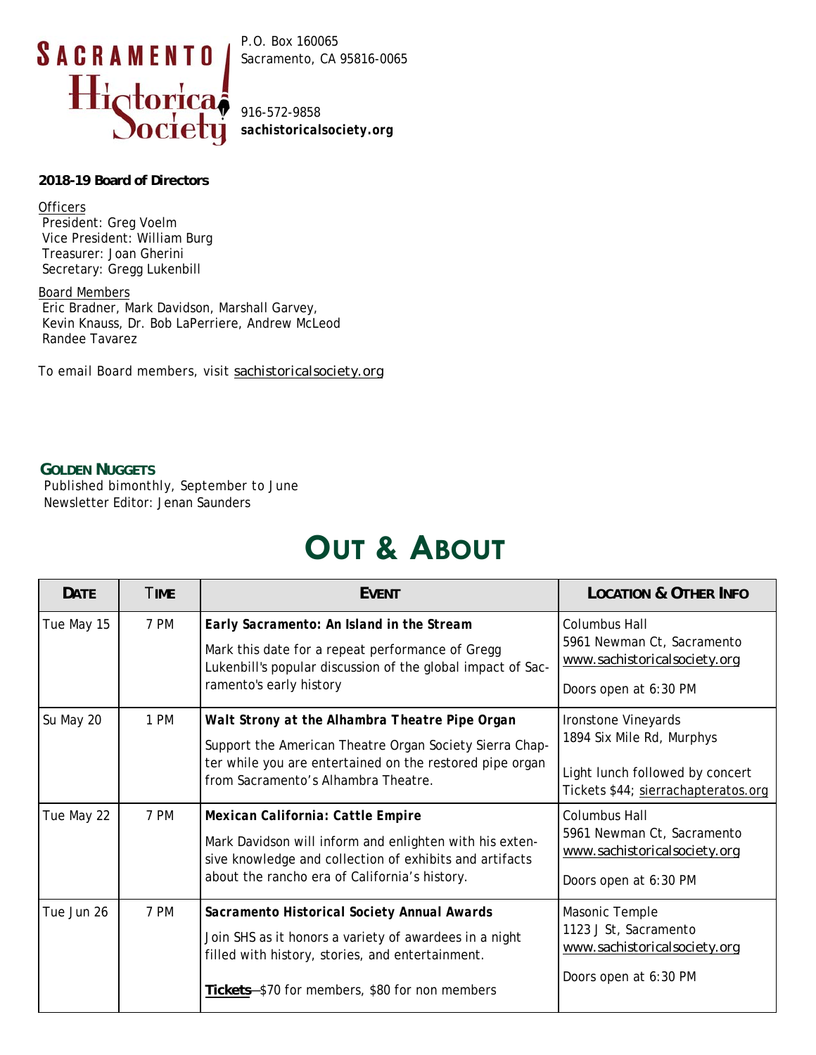**SACRAMENTO Historical Society**

P.O. Box 160065
Sacramento, CA 95816-0065

916-572-9858
**sachistoricalsociety.org**

**2018-19 Board of Directors**

Officers
President: Greg Voelm
Vice President: William Burg
Treasurer: Joan Gherini
Secretary: Gregg Lukenbill

Board Members
Eric Bradner, Mark Davidson, Marshall Garvey,
Kevin Knauss, Dr. Bob LaPerriere, Andrew McLeod
Randee Tavarez

To email Board members, visit sachistoricalsociety.org

**GOLDEN NUGGETS**
Published bimonthly, September to June
Newsletter Editor: Jenan Saunders

# OUT & ABOUT

| DATE | TIME | EVENT | LOCATION & OTHER INFO |
|---|---|---|---|
| Tue May 15 | 7 PM | **Early Sacramento: An Island in the Stream**<br>Mark this date for a repeat performance of Gregg Lukenbill's popular discussion of the global impact of Sacramento's early history | Columbus Hall<br>5961 Newman Ct, Sacramento<br>www.sachistoricalsociety.org<br>Doors open at 6:30 PM |
| Su May 20 | 1 PM | **Walt Strony at the Alhambra Theatre Pipe Organ**<br>Support the American Theatre Organ Society Sierra Chapter while you are entertained on the restored pipe organ from Sacramento's Alhambra Theatre. | Ironstone Vineyards<br>1894 Six Mile Rd, Murphys<br>Light lunch followed by concert<br>Tickets $44; sierrachapteratos.org |
| Tue May 22 | 7 PM | **Mexican California: Cattle Empire**<br>Mark Davidson will inform and enlighten with his extensive knowledge and collection of exhibits and artifacts about the rancho era of California's history. | Columbus Hall<br>5961 Newman Ct, Sacramento<br>www.sachistoricalsociety.org<br>Doors open at 6:30 PM |
| Tue Jun 26 | 7 PM | **Sacramento Historical Society Annual Awards**<br>Join SHS as it honors a variety of awardees in a night filled with history, stories, and entertainment.<br>**Tickets**—$70 for members, $80 for non members | Masonic Temple<br>1123 J St, Sacramento<br>www.sachistoricalsociety.org<br>Doors open at 6:30 PM |